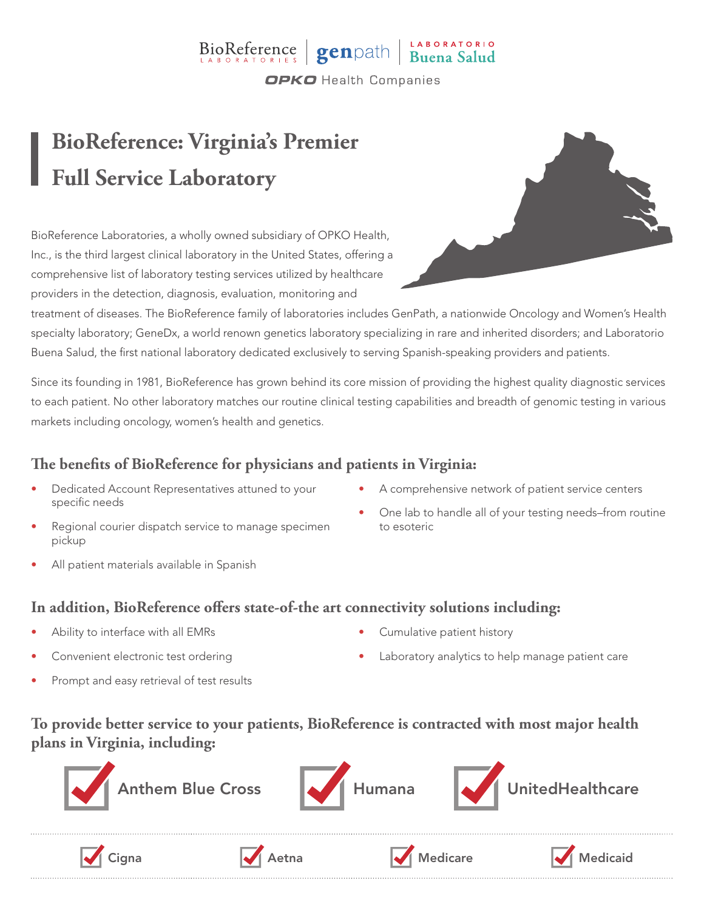BioReference LABORATORIES | genpath | LABORATORIO Buena Salud

OPKO Health Companies

# BioReference: Virginia's Premier Full Service Laboratory

BioReference Laboratories, a wholly owned subsidiary of OPKO Health, Inc., is the third largest clinical laboratory in the United States, offering a comprehensive list of laboratory testing services utilized by healthcare providers in the detection, diagnosis, evaluation, monitoring and treatment of diseases. The BioReference family of laboratories includes GenPath, a nationwide Oncology and Women's Health specialty laboratory; GeneDx, a world renown genetics laboratory specializing in rare and inherited disorders; and Laboratorio Buena Salud, the first national laboratory dedicated exclusively to serving Spanish-speaking providers and patients.

Since its founding in 1981, BioReference has grown behind its core mission of providing the highest quality diagnostic services to each patient. No other laboratory matches our routine clinical testing capabilities and breadth of genomic testing in various markets including oncology, women's health and genetics.

## The benefits of BioReference for physicians and patients in Virginia:

- Dedicated Account Representatives attuned to your specific needs
- Regional courier dispatch service to manage specimen pickup
- All patient materials available in Spanish
- A comprehensive network of patient service centers
- One lab to handle all of your testing needs–from routine to esoteric

## In addition, BioReference offers state-of-the art connectivity solutions including:

- Ability to interface with all EMRs
- Convenient electronic test ordering
- Prompt and easy retrieval of test results
- Cumulative patient history
- Laboratory analytics to help manage patient care

## To provide better service to your patients, BioReference is contracted with most major health plans in Virginia, including:

- ✔ Anthem Blue Cross
- ✔ Humana
- ✔ UnitedHealthcare
- ✔ Cigna
- ✔ Aetna
- ✔ Medicare
- ✔ Medicaid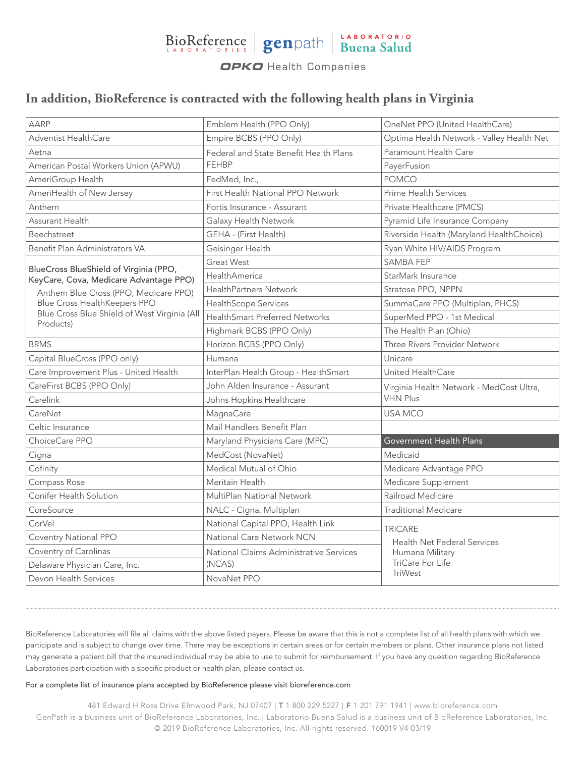BioReference LABORATORIES | genpath | LABORATORIO Buena Salud

OPKO Health Companies

## In addition, BioReference is contracted with the following health plans in Virginia

| | | |
|---|---|---|
| AARP | Emblem Health (PPO Only) | OneNet PPO (United HealthCare) |
| Adventist HealthCare | Empire BCBS (PPO Only) | Optima Health Network - Valley Health Net |
| Aetna | Federal and State Benefit Health Plans FEHBP | Paramount Health Care |
| American Postal Workers Union (APWU) | | PayerFusion |
| AmeriGroup Health | FedMed, Inc., | POMCO |
| AmeriHealth of New Jersey | First Health National PPO Network | Prime Health Services |
| Anthem | Fortis Insurance - Assurant | Private Healthcare (PMCS) |
| Assurant Health | Galaxy Health Network | Pyramid Life Insurance Company |
| Beechstreet | GEHA - (First Health) | Riverside Health (Maryland HealthChoice) |
| Benefit Plan Administrators VA | Geisinger Health | Ryan White HIV/AIDS Program |
| BlueCross BlueShield of Virginia (PPO, KeyCare, Cova, Medicare Advantage PPO) Anthem Blue Cross (PPO, Medicare PPO) Blue Cross HealthKeepers PPO Blue Cross Blue Shield of West Virginia (All Products) | Great West | SAMBA FEP |
| | HealthAmerica | StarMark Insurance |
| | HealthPartners Network | Stratose PPO, NPPN |
| | HealthScope Services | SummaCare PPO (Multiplan, PHCS) |
| | HealthSmart Preferred Networks | SuperMed PPO - 1st Medical |
| | Highmark BCBS (PPO Only) | The Health Plan (Ohio) |
| BRMS | Horizon BCBS (PPO Only) | Three Rivers Provider Network |
| Capital BlueCross (PPO only) | Humana | Unicare |
| Care Improvement Plus - United Health | InterPlan Health Group - HealthSmart | United HealthCare |
| CareFirst BCBS (PPO Only) | John Alden Insurance - Assurant | Virginia Health Network - MedCost Ultra, VHN Plus |
| Carelink | Johns Hopkins Healthcare | |
| CareNet | MagnaCare | USA MCO |
| Celtic Insurance | Mail Handlers Benefit Plan | |
| ChoiceCare PPO | Maryland Physicians Care (MPC) | **Government Health Plans** |
| Cigna | MedCost (NovaNet) | Medicaid |
| Cofinity | Medical Mutual of Ohio | Medicare Advantage PPO |
| Compass Rose | Meritain Health | Medicare Supplement |
| Conifer Health Solution | MultiPlan National Network | Railroad Medicare |
| CoreSource | NALC - Cigna, Multiplan | Traditional Medicare |
| CorVel | National Capital PPO, Health Link | TRICARE Health Net Federal Services Humana Military TriCare For Life TriWest |
| Coventry National PPO | National Care Network NCN | |
| Coventry of Carolinas | National Claims Administrative Services (NCAS) | |
| Delaware Physician Care, Inc. | | |
| Devon Health Services | NovaNet PPO | |

BioReference Laboratories will file all claims with the above listed payers. Please be aware that this is not a complete list of all health plans with which we participate and is subject to change over time. There may be exceptions in certain areas or for certain members or plans. Other insurance plans not listed may generate a patient bill that the insured individual may be able to use to submit for reimbursement. If you have any question regarding BioReference Laboratories participation with a specific product or health plan, please contact us.

For a complete list of insurance plans accepted by BioReference please visit bioreference.com

481 Edward H Ross Drive Elmwood Park, NJ 07407 | T 1 800 229 5227 | F 1 201 791 1941 | www.bioreference.com
GenPath is a business unit of BioReference Laboratories, Inc. | Laboratorio Buena Salud is a business unit of BioReference Laboratories, Inc.
© 2019 BioReference Laboratories, Inc. All rights reserved. 160019 V4 03/19